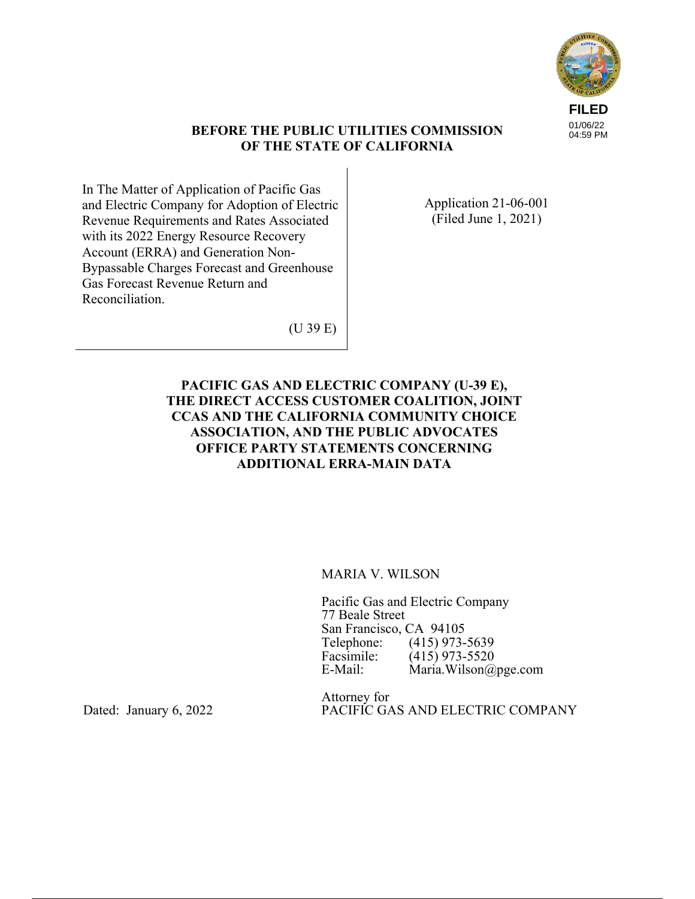FILED
01/06/22
04:59 PM

**BEFORE THE PUBLIC UTILITIES COMMISSION
OF THE STATE OF CALIFORNIA**

| | |
|---|---|
| In The Matter of Application of Pacific Gas and Electric Company for Adoption of Electric Revenue Requirements and Rates Associated with its 2022 Energy Resource Recovery Account (ERRA) and Generation Non-Bypassable Charges Forecast and Greenhouse Gas Forecast Revenue Return and Reconciliation.<br><br>(U 39 E) | Application 21-06-001<br>(Filed June 1, 2021) |

**PACIFIC GAS AND ELECTRIC COMPANY (U-39 E), THE DIRECT ACCESS CUSTOMER COALITION, JOINT CCAS AND THE CALIFORNIA COMMUNITY CHOICE ASSOCIATION, AND THE PUBLIC ADVOCATES OFFICE PARTY STATEMENTS CONCERNING ADDITIONAL ERRA-MAIN DATA**

MARIA V. WILSON

Pacific Gas and Electric Company
77 Beale Street
San Francisco, CA 94105
Telephone: (415) 973-5639
Facsimile: (415) 973-5520
E-Mail: Maria.Wilson@pge.com

Attorney for
PACIFIC GAS AND ELECTRIC COMPANY

Dated: January 6, 2022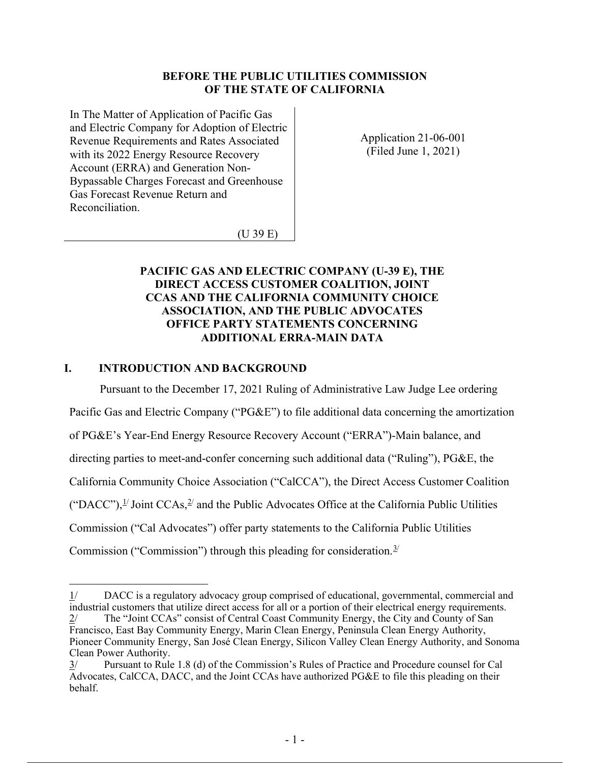**BEFORE THE PUBLIC UTILITIES COMMISSION OF THE STATE OF CALIFORNIA**

| In The Matter of Application of Pacific Gas and Electric Company for Adoption of Electric Revenue Requirements and Rates Associated with its 2022 Energy Resource Recovery Account (ERRA) and Generation Non-Bypassable Charges Forecast and Greenhouse Gas Forecast Revenue Return and Reconciliation. (U 39 E) | Application 21-06-001 (Filed June 1, 2021) |
| --- | --- |

**PACIFIC GAS AND ELECTRIC COMPANY (U-39 E), THE DIRECT ACCESS CUSTOMER COALITION, JOINT CCAS AND THE CALIFORNIA COMMUNITY CHOICE ASSOCIATION, AND THE PUBLIC ADVOCATES OFFICE PARTY STATEMENTS CONCERNING ADDITIONAL ERRA-MAIN DATA**

## I. INTRODUCTION AND BACKGROUND

Pursuant to the December 17, 2021 Ruling of Administrative Law Judge Lee ordering Pacific Gas and Electric Company ("PG&E") to file additional data concerning the amortization of PG&E's Year-End Energy Resource Recovery Account ("ERRA")-Main balance, and directing parties to meet-and-confer concerning such additional data ("Ruling"), PG&E, the California Community Choice Association ("CalCCA"), the Direct Access Customer Coalition ("DACC"),[1/] Joint CCAs,[2/] and the Public Advocates Office at the California Public Utilities Commission ("Cal Advocates") offer party statements to the California Public Utilities Commission ("Commission") through this pleading for consideration.[3/]

---

1/ DACC is a regulatory advocacy group comprised of educational, governmental, commercial and industrial customers that utilize direct access for all or a portion of their electrical energy requirements.

2/ The "Joint CCAs" consist of Central Coast Community Energy, the City and County of San Francisco, East Bay Community Energy, Marin Clean Energy, Peninsula Clean Energy Authority, Pioneer Community Energy, San José Clean Energy, Silicon Valley Clean Energy Authority, and Sonoma Clean Power Authority.

3/ Pursuant to Rule 1.8 (d) of the Commission's Rules of Practice and Procedure counsel for Cal Advocates, CalCCA, DACC, and the Joint CCAs have authorized PG&E to file this pleading on their behalf.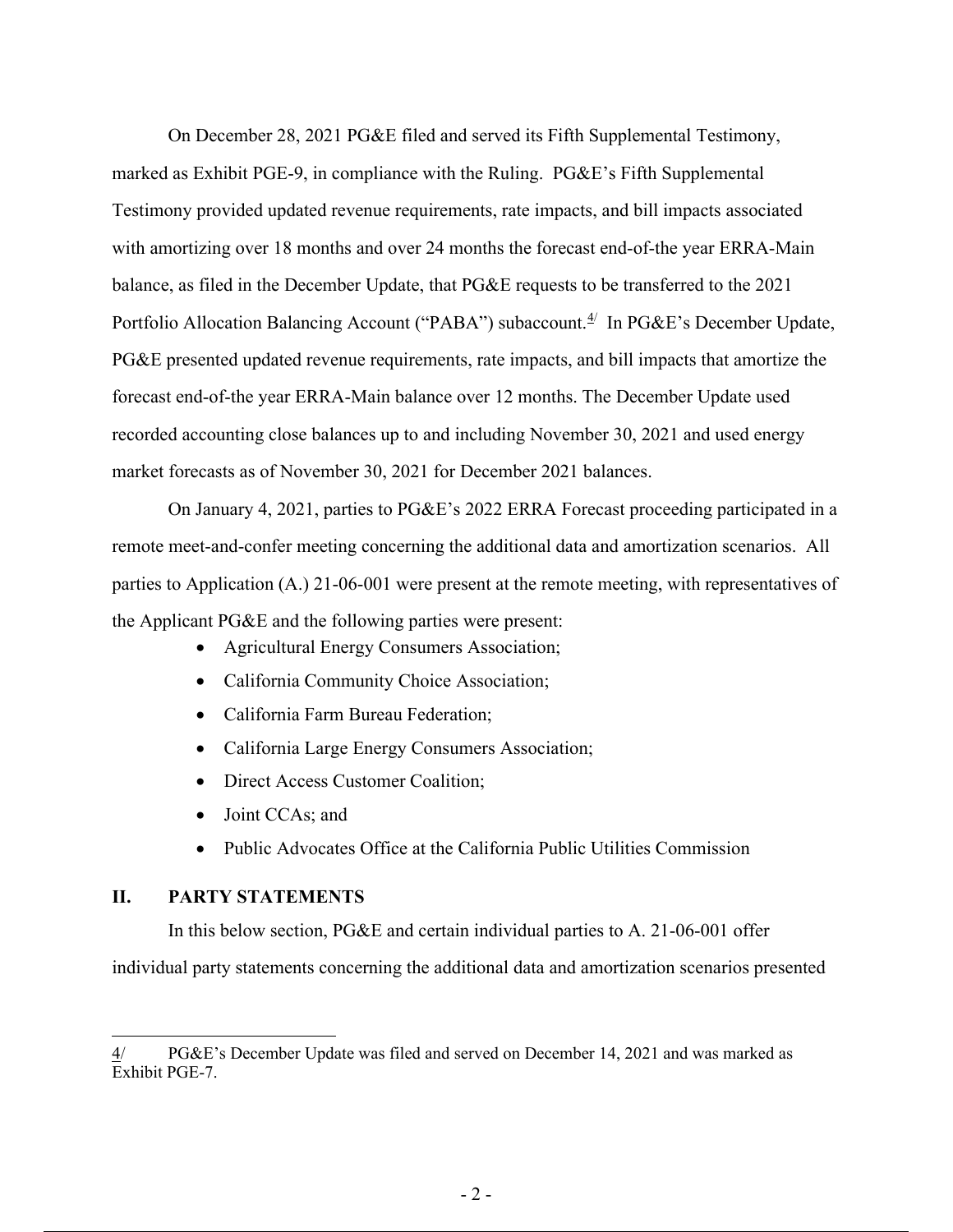On December 28, 2021 PG&E filed and served its Fifth Supplemental Testimony, marked as Exhibit PGE-9, in compliance with the Ruling. PG&E's Fifth Supplemental Testimony provided updated revenue requirements, rate impacts, and bill impacts associated with amortizing over 18 months and over 24 months the forecast end-of-the year ERRA-Main balance, as filed in the December Update, that PG&E requests to be transferred to the 2021 Portfolio Allocation Balancing Account ("PABA") subaccount.[4/] In PG&E's December Update, PG&E presented updated revenue requirements, rate impacts, and bill impacts that amortize the forecast end-of-the year ERRA-Main balance over 12 months. The December Update used recorded accounting close balances up to and including November 30, 2021 and used energy market forecasts as of November 30, 2021 for December 2021 balances.

On January 4, 2021, parties to PG&E's 2022 ERRA Forecast proceeding participated in a remote meet-and-confer meeting concerning the additional data and amortization scenarios. All parties to Application (A.) 21-06-001 were present at the remote meeting, with representatives of the Applicant PG&E and the following parties were present:

- Agricultural Energy Consumers Association;
- California Community Choice Association;
- California Farm Bureau Federation;
- California Large Energy Consumers Association;
- Direct Access Customer Coalition;
- Joint CCAs; and
- Public Advocates Office at the California Public Utilities Commission

## II. PARTY STATEMENTS

In this below section, PG&E and certain individual parties to A. 21-06-001 offer individual party statements concerning the additional data and amortization scenarios presented

---

4/ PG&E's December Update was filed and served on December 14, 2021 and was marked as Exhibit PGE-7.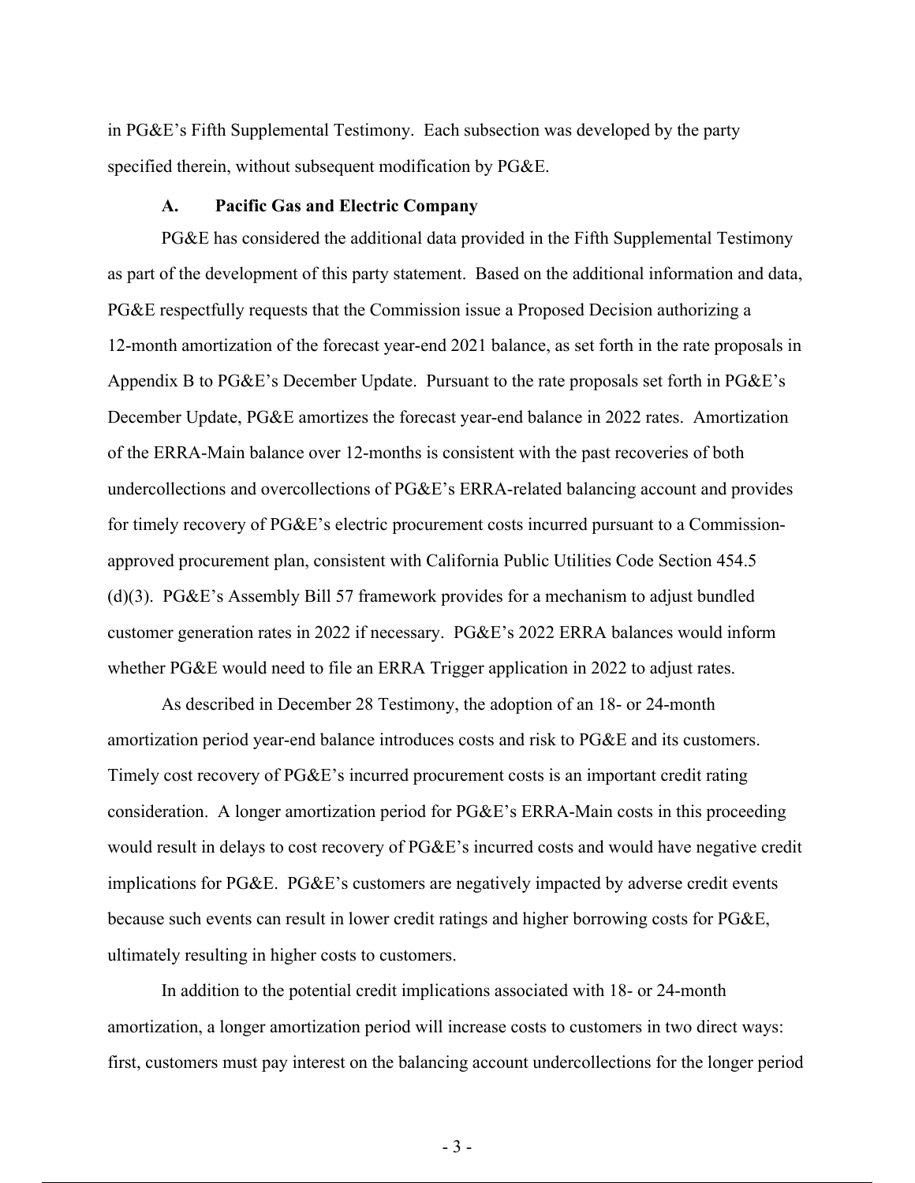in PG&E's Fifth Supplemental Testimony. Each subsection was developed by the party specified therein, without subsequent modification by PG&E.

### A. Pacific Gas and Electric Company

PG&E has considered the additional data provided in the Fifth Supplemental Testimony as part of the development of this party statement. Based on the additional information and data, PG&E respectfully requests that the Commission issue a Proposed Decision authorizing a 12-month amortization of the forecast year-end 2021 balance, as set forth in the rate proposals in Appendix B to PG&E's December Update. Pursuant to the rate proposals set forth in PG&E's December Update, PG&E amortizes the forecast year-end balance in 2022 rates. Amortization of the ERRA-Main balance over 12-months is consistent with the past recoveries of both undercollections and overcollections of PG&E's ERRA-related balancing account and provides for timely recovery of PG&E's electric procurement costs incurred pursuant to a Commission-approved procurement plan, consistent with California Public Utilities Code Section 454.5 (d)(3). PG&E's Assembly Bill 57 framework provides for a mechanism to adjust bundled customer generation rates in 2022 if necessary. PG&E's 2022 ERRA balances would inform whether PG&E would need to file an ERRA Trigger application in 2022 to adjust rates.

As described in December 28 Testimony, the adoption of an 18- or 24-month amortization period year-end balance introduces costs and risk to PG&E and its customers. Timely cost recovery of PG&E's incurred procurement costs is an important credit rating consideration. A longer amortization period for PG&E's ERRA-Main costs in this proceeding would result in delays to cost recovery of PG&E's incurred costs and would have negative credit implications for PG&E. PG&E's customers are negatively impacted by adverse credit events because such events can result in lower credit ratings and higher borrowing costs for PG&E, ultimately resulting in higher costs to customers.

In addition to the potential credit implications associated with 18- or 24-month amortization, a longer amortization period will increase costs to customers in two direct ways: first, customers must pay interest on the balancing account undercollections for the longer period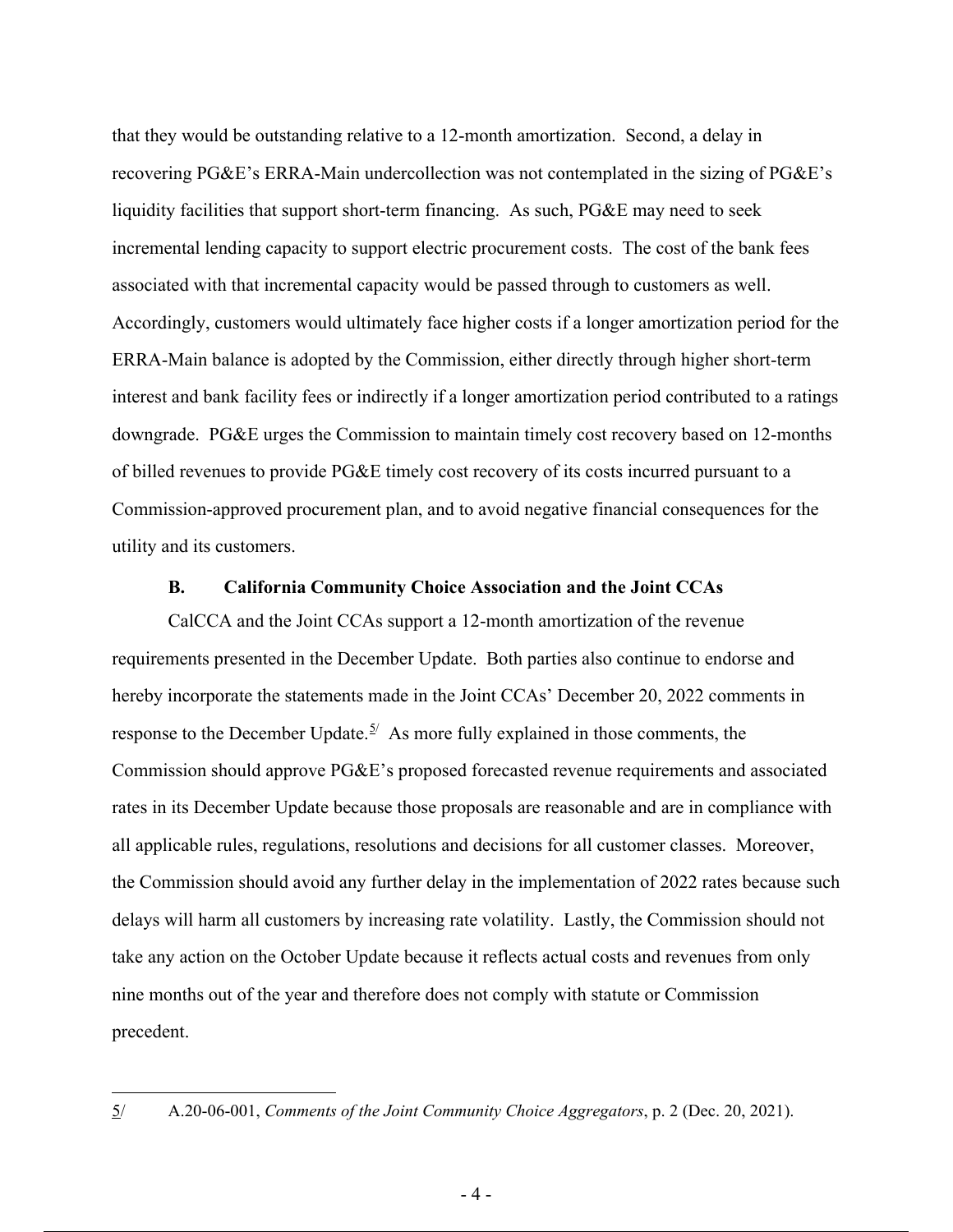that they would be outstanding relative to a 12-month amortization. Second, a delay in recovering PG&E's ERRA-Main undercollection was not contemplated in the sizing of PG&E's liquidity facilities that support short-term financing. As such, PG&E may need to seek incremental lending capacity to support electric procurement costs. The cost of the bank fees associated with that incremental capacity would be passed through to customers as well. Accordingly, customers would ultimately face higher costs if a longer amortization period for the ERRA-Main balance is adopted by the Commission, either directly through higher short-term interest and bank facility fees or indirectly if a longer amortization period contributed to a ratings downgrade. PG&E urges the Commission to maintain timely cost recovery based on 12-months of billed revenues to provide PG&E timely cost recovery of its costs incurred pursuant to a Commission-approved procurement plan, and to avoid negative financial consequences for the utility and its customers.

### B. California Community Choice Association and the Joint CCAs

CalCCA and the Joint CCAs support a 12-month amortization of the revenue requirements presented in the December Update. Both parties also continue to endorse and hereby incorporate the statements made in the Joint CCAs' December 20, 2022 comments in response to the December Update.[5/] As more fully explained in those comments, the Commission should approve PG&E's proposed forecasted revenue requirements and associated rates in its December Update because those proposals are reasonable and are in compliance with all applicable rules, regulations, resolutions and decisions for all customer classes. Moreover, the Commission should avoid any further delay in the implementation of 2022 rates because such delays will harm all customers by increasing rate volatility. Lastly, the Commission should not take any action on the October Update because it reflects actual costs and revenues from only nine months out of the year and therefore does not comply with statute or Commission precedent.

---

5/ A.20-06-001, *Comments of the Joint Community Choice Aggregators*, p. 2 (Dec. 20, 2021).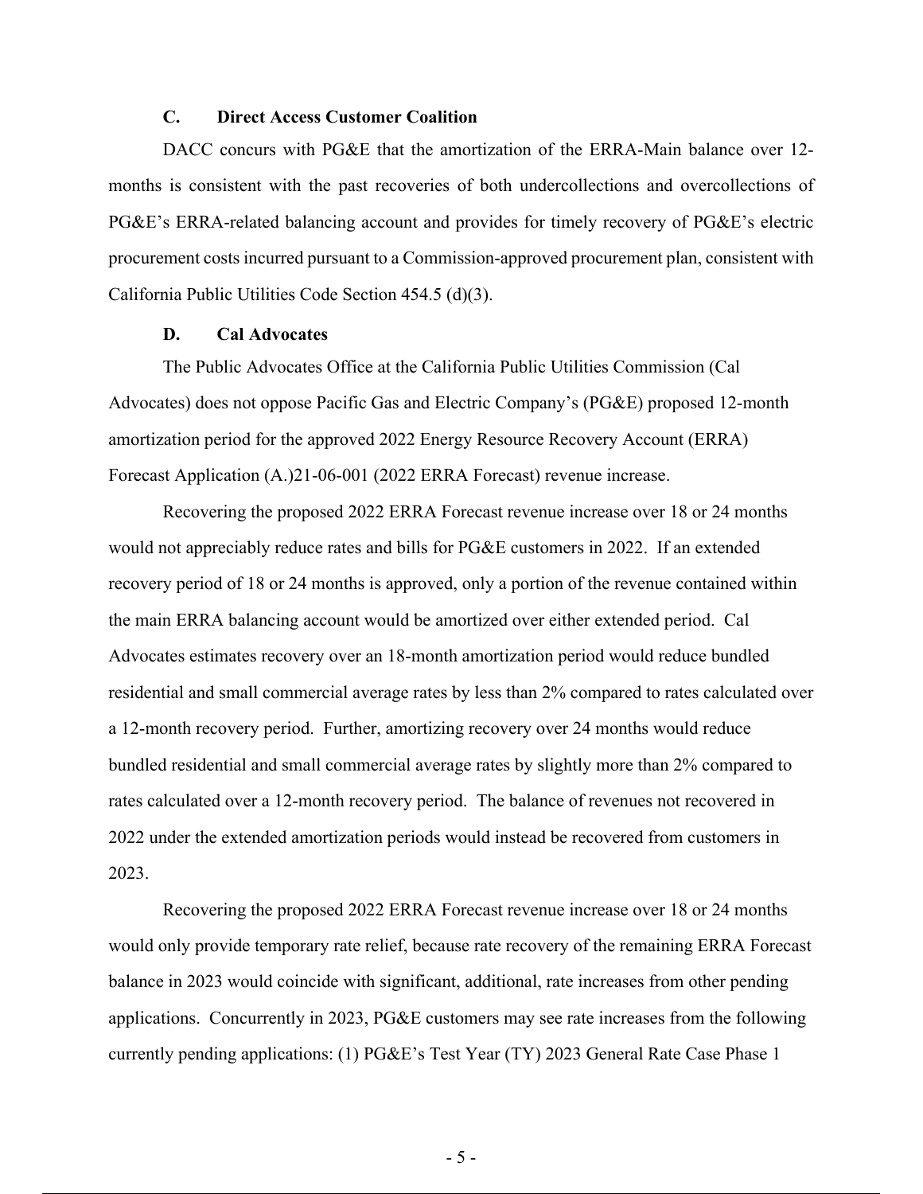### C. Direct Access Customer Coalition

DACC concurs with PG&E that the amortization of the ERRA-Main balance over 12-months is consistent with the past recoveries of both undercollections and overcollections of PG&E's ERRA-related balancing account and provides for timely recovery of PG&E's electric procurement costs incurred pursuant to a Commission-approved procurement plan, consistent with California Public Utilities Code Section 454.5 (d)(3).

### D. Cal Advocates

The Public Advocates Office at the California Public Utilities Commission (Cal Advocates) does not oppose Pacific Gas and Electric Company's (PG&E) proposed 12-month amortization period for the approved 2022 Energy Resource Recovery Account (ERRA) Forecast Application (A.)21-06-001 (2022 ERRA Forecast) revenue increase.

Recovering the proposed 2022 ERRA Forecast revenue increase over 18 or 24 months would not appreciably reduce rates and bills for PG&E customers in 2022. If an extended recovery period of 18 or 24 months is approved, only a portion of the revenue contained within the main ERRA balancing account would be amortized over either extended period. Cal Advocates estimates recovery over an 18-month amortization period would reduce bundled residential and small commercial average rates by less than 2% compared to rates calculated over a 12-month recovery period. Further, amortizing recovery over 24 months would reduce bundled residential and small commercial average rates by slightly more than 2% compared to rates calculated over a 12-month recovery period. The balance of revenues not recovered in 2022 under the extended amortization periods would instead be recovered from customers in 2023.

Recovering the proposed 2022 ERRA Forecast revenue increase over 18 or 24 months would only provide temporary rate relief, because rate recovery of the remaining ERRA Forecast balance in 2023 would coincide with significant, additional, rate increases from other pending applications. Concurrently in 2023, PG&E customers may see rate increases from the following currently pending applications: (1) PG&E's Test Year (TY) 2023 General Rate Case Phase 1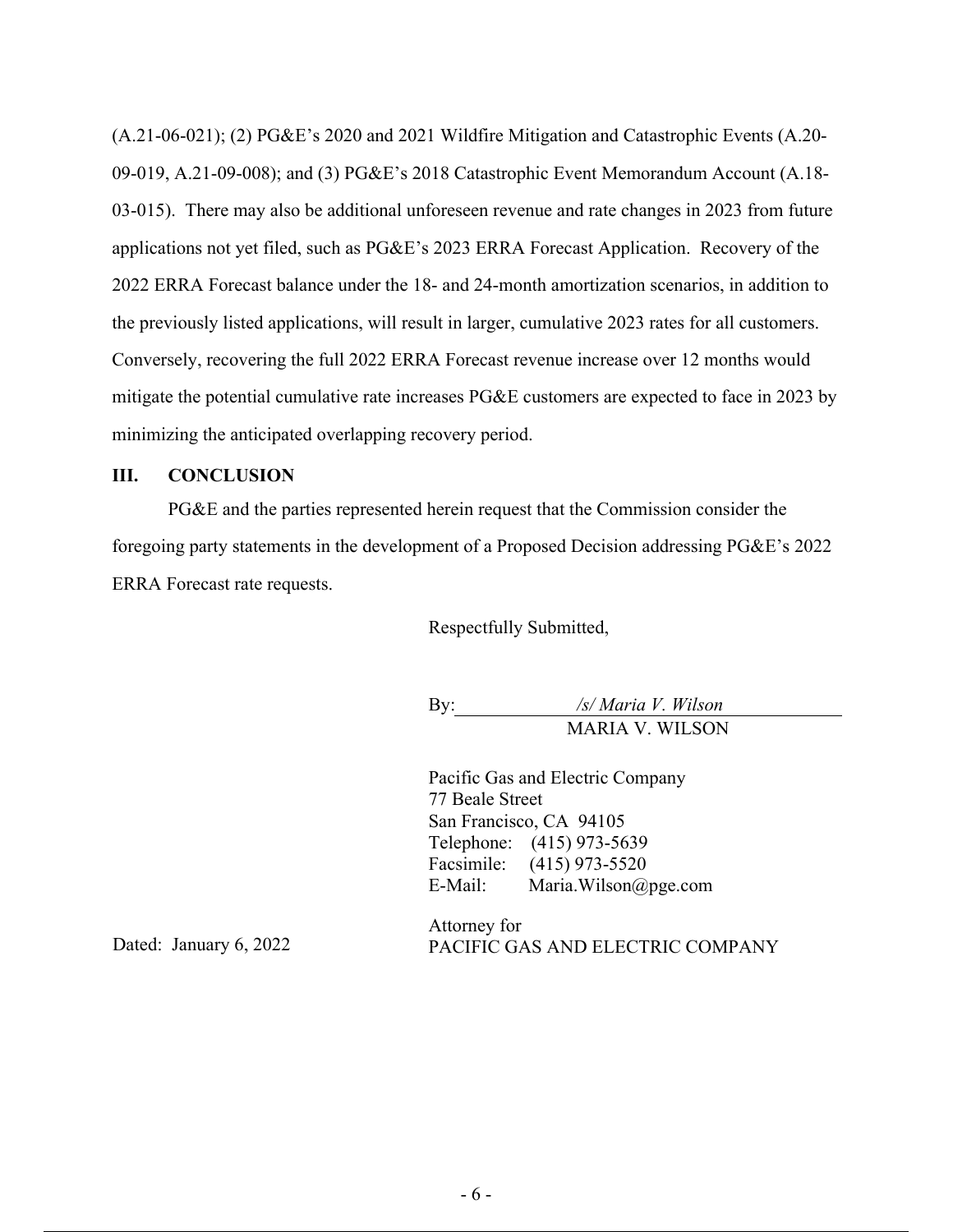(A.21-06-021); (2) PG&E's 2020 and 2021 Wildfire Mitigation and Catastrophic Events (A.20-09-019, A.21-09-008); and (3) PG&E's 2018 Catastrophic Event Memorandum Account (A.18-03-015). There may also be additional unforeseen revenue and rate changes in 2023 from future applications not yet filed, such as PG&E's 2023 ERRA Forecast Application. Recovery of the 2022 ERRA Forecast balance under the 18- and 24-month amortization scenarios, in addition to the previously listed applications, will result in larger, cumulative 2023 rates for all customers. Conversely, recovering the full 2022 ERRA Forecast revenue increase over 12 months would mitigate the potential cumulative rate increases PG&E customers are expected to face in 2023 by minimizing the anticipated overlapping recovery period.

## III. CONCLUSION

PG&E and the parties represented herein request that the Commission consider the foregoing party statements in the development of a Proposed Decision addressing PG&E's 2022 ERRA Forecast rate requests.

Respectfully Submitted,

By: */s/ Maria V. Wilson*
MARIA V. WILSON

Pacific Gas and Electric Company
77 Beale Street
San Francisco, CA 94105
Telephone: (415) 973-5639
Facsimile: (415) 973-5520
E-Mail: Maria.Wilson@pge.com

Attorney for
PACIFIC GAS AND ELECTRIC COMPANY

Dated: January 6, 2022